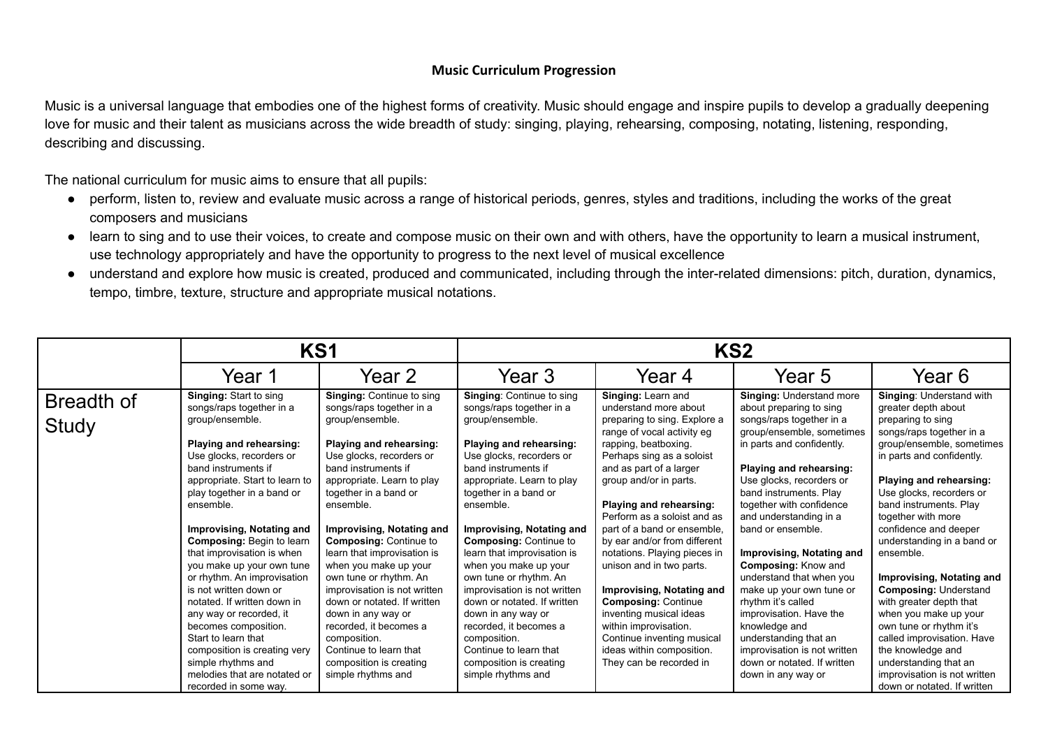**Music Curriculum Progression**

Music is a universal language that embodies one of the highest forms of creativity. Music should engage and inspire pupils to develop a gradually deepening love for music and their talent as musicians across the wide breadth of study: singing, playing, rehearsing, composing, notating, listening, responding, describing and discussing.

The national curriculum for music aims to ensure that all pupils:

- perform, listen to, review and evaluate music across a range of historical periods, genres, styles and traditions, including the works of the great composers and musicians
- learn to sing and to use their voices, to create and compose music on their own and with others, have the opportunity to learn a musical instrument, use technology appropriately and have the opportunity to progress to the next level of musical excellence
- understand and explore how music is created, produced and communicated, including through the inter-related dimensions: pitch, duration, dynamics, tempo, timbre, texture, structure and appropriate musical notations.

| | KS1 | | KS2 | | | |
|---|---|---|---|---|---|---|
| | Year 1 | Year 2 | Year 3 | Year 4 | Year 5 | Year 6 |
| Breadth of Study | **Singing:** Start to sing songs/raps together in a group/ensemble.<br><br>**Playing and rehearsing:** Use glocks, recorders or band instruments if appropriate. Start to learn to play together in a band or ensemble.<br><br>**Improvising, Notating and Composing:** Begin to learn that improvisation is when you make up your own tune or rhythm. An improvisation is not written down or notated. If written down in any way or recorded, it becomes composition. Start to learn that composition is creating very simple rhythms and melodies that are notated or recorded in some way. | **Singing:** Continue to sing songs/raps together in a group/ensemble.<br><br>**Playing and rehearsing:** Use glocks, recorders or band instruments if appropriate. Learn to play together in a band or ensemble.<br><br>**Improvising, Notating and Composing:** Continue to learn that improvisation is when you make up your own tune or rhythm. An improvisation is not written down or notated. If written down in any way or recorded, it becomes a composition. Continue to learn that composition is creating simple rhythms and | **Singing**: Continue to sing songs/raps together in a group/ensemble.<br><br>**Playing and rehearsing:** Use glocks, recorders or band instruments if appropriate. Learn to play together in a band or ensemble.<br><br>**Improvising, Notating and Composing:** Continue to learn that improvisation is when you make up your own tune or rhythm. An improvisation is not written down or notated. If written down in any way or recorded, it becomes a composition. Continue to learn that composition is creating simple rhythms and | **Singing:** Learn and understand more about preparing to sing. Explore a range of vocal activity eg rapping, beatboxing. Perhaps sing as a soloist and as part of a larger group and/or in parts.<br><br>**Playing and rehearsing:** Perform as a soloist and as part of a band or ensemble, by ear and/or from different notations. Playing pieces in unison and in two parts.<br><br>**Improvising, Notating and Composing:** Continue inventing musical ideas within improvisation. Continue inventing musical ideas within composition. They can be recorded in | **Singing:** Understand more about preparing to sing songs/raps together in a group/ensemble, sometimes in parts and confidently.<br><br>**Playing and rehearsing:** Use glocks, recorders or band instruments. Play together with confidence and understanding in a band or ensemble.<br><br>**Improvising, Notating and Composing:** Know and understand that when you make up your own tune or rhythm it's called improvisation. Have the knowledge and understanding that an improvisation is not written down or notated. If written down in any way or | **Singing**: Understand with greater depth about preparing to sing songs/raps together in a group/ensemble, sometimes in parts and confidently.<br><br>**Playing and rehearsing:** Use glocks, recorders or band instruments. Play together with more confidence and deeper understanding in a band or ensemble.<br><br>**Improvising, Notating and Composing:** Understand with greater depth that when you make up your own tune or rhythm it's called improvisation. Have the knowledge and understanding that an improvisation is not written down or notated. If written |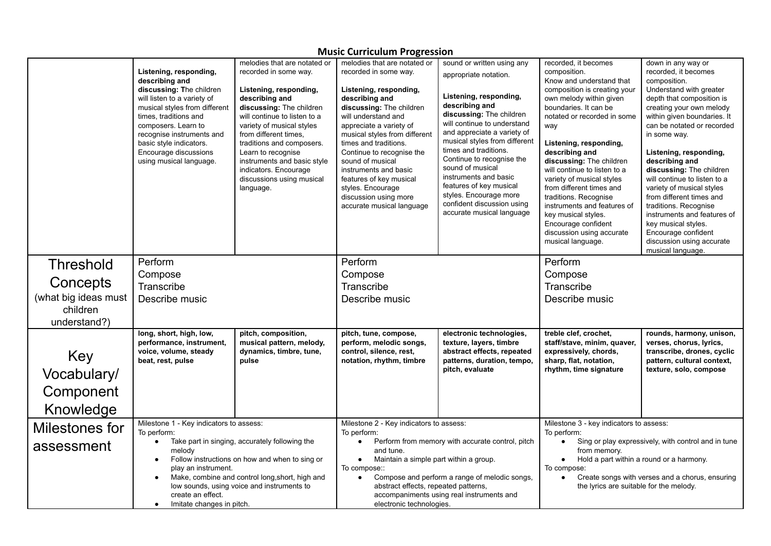# Music Curriculum Progression

| | | | | | | |
|---|---|---|---|---|---|---|
| | **Listening, responding, describing and discussing: T**he children will listen to a variety of musical styles from different times, traditions and composers. Learn to recognise instruments and basic style indicators. Encourage discussions using musical language. | melodies that are notated or recorded in some way.<br><br>**Listening, responding, describing and discussing:** The children will continue to listen to a variety of musical styles from different times, traditions and composers. Learn to recognise instruments and basic style indicators. Encourage discussions using musical language. | melodies that are notated or recorded in some way.<br><br>**Listening, responding, describing and discussing:** The children will understand and appreciate a variety of musical styles from different times and traditions. Continue to recognise the sound of musical instruments and basic features of key musical styles. Encourage discussion using more accurate musical language | sound or written using any appropriate notation.<br><br>**Listening, responding, describing and discussing:** The children will continue to understand and appreciate a variety of musical styles from different times and traditions. Continue to recognise the sound of musical instruments and basic features of key musical styles. Encourage more confident discussion using accurate musical language | recorded, it becomes composition.<br>Know and understand that composition is creating your own melody within given boundaries. It can be notated or recorded in some way<br><br>**Listening, responding, describing and discussing:** The children will continue to listen to a variety of musical styles from different times and traditions. Recognise instruments and features of key musical styles. Encourage confident discussion using accurate musical language. | down in any way or recorded, it becomes composition.<br>Understand with greater depth that composition is creating your own melody within given boundaries. It can be notated or recorded in some way.<br><br>**Listening, responding, describing and discussing:** The children will continue to listen to a variety of musical styles from different times and traditions. Recognise instruments and features of key musical styles. Encourage confident discussion using accurate musical language. |
| Threshold Concepts (what big ideas must children understand?) | Perform<br>Compose<br>Transcribe<br>Describe music | | Perform<br>Compose<br>Transcribe<br>Describe music | | Perform<br>Compose<br>Transcribe<br>Describe music | |
| Key Vocabulary/ Component Knowledge | **long, short, high, low, performance, instrument, voice, volume, steady beat, rest, pulse** | **pitch, composition, musical pattern, melody, dynamics, timbre, tune, pulse** | **pitch, tune, compose, perform, melodic songs, control, silence, rest, notation, rhythm, timbre** | **electronic technologies, texture, layers, timbre abstract effects, repeated patterns, duration, tempo, pitch, evaluate** | **treble clef, crochet, staff/stave, minim, quaver, expressively, chords, sharp, flat, notation, rhythm, time signature** | **rounds, harmony, unison, verses, chorus, lyrics, transcribe, drones, cyclic pattern, cultural context, texture, solo, compose** |
| Milestones for assessment | Milestone 1 - Key indicators to assess:<br>To perform:<br>• Take part in singing, accurately following the melody<br>• Follow instructions on how and when to sing or play an instrument.<br>• Make, combine and control long,short, high and low sounds, using voice and instruments to create an effect.<br>• Imitate changes in pitch. | | Milestone 2 - Key indicators to assess:<br>To perform:<br>• Perform from memory with accurate control, pitch and tune.<br>• Maintain a simple part within a group.<br>To compose::<br>• Compose and perform a range of melodic songs, abstract effects, repeated patterns, accompaniments using real instruments and electronic technologies. | | Milestone 3 - key indicators to assess:<br>To perform:<br>• Sing or play expressively, with control and in tune from memory.<br>• Hold a part within a round or a harmony.<br>To compose:<br>• Create songs with verses and a chorus, ensuring the lyrics are suitable for the melody. | |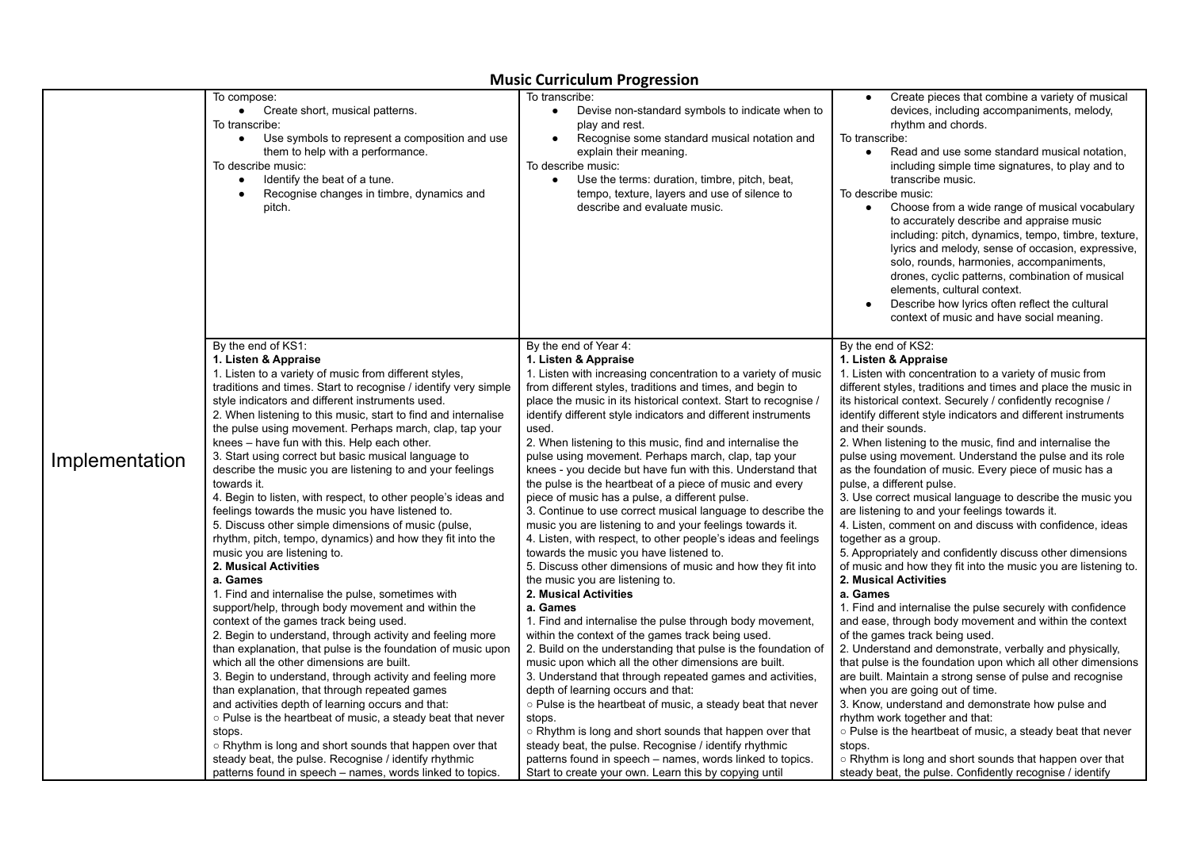# Music Curriculum Progression

| | | | |
|---|---|---|---|
| Implementation | To compose:<br>● Create short, musical patterns.<br>To transcribe:<br>● Use symbols to represent a composition and use them to help with a performance.<br>To describe music:<br>● Identify the beat of a tune.<br>● Recognise changes in timbre, dynamics and pitch. | To transcribe:<br>● Devise non-standard symbols to indicate when to play and rest.<br>● Recognise some standard musical notation and explain their meaning.<br>To describe music:<br>● Use the terms: duration, timbre, pitch, beat, tempo, texture, layers and use of silence to describe and evaluate music. | ● Create pieces that combine a variety of musical devices, including accompaniments, melody, rhythm and chords.<br>To transcribe:<br>● Read and use some standard musical notation, including simple time signatures, to play and to transcribe music.<br>To describe music:<br>● Choose from a wide range of musical vocabulary to accurately describe and appraise music including: pitch, dynamics, tempo, timbre, texture, lyrics and melody, sense of occasion, expressive, solo, rounds, harmonies, accompaniments, drones, cyclic patterns, combination of musical elements, cultural context.<br>● Describe how lyrics often reflect the cultural context of music and have social meaning. |
| | By the end of KS1:<br>**1. Listen & Appraise**<br>1. Listen to a variety of music from different styles, traditions and times. Start to recognise / identify very simple style indicators and different instruments used.<br>2. When listening to this music, start to find and internalise the pulse using movement. Perhaps march, clap, tap your knees – have fun with this. Help each other.<br>3. Start using correct but basic musical language to describe the music you are listening to and your feelings towards it.<br>4. Begin to listen, with respect, to other people's ideas and feelings towards the music you have listened to.<br>5. Discuss other simple dimensions of music (pulse, rhythm, pitch, tempo, dynamics) and how they fit into the music you are listening to.<br>**2. Musical Activities**<br>**a. Games**<br>1. Find and internalise the pulse, sometimes with support/help, through body movement and within the context of the games track being used.<br>2. Begin to understand, through activity and feeling more than explanation, that pulse is the foundation of music upon which all the other dimensions are built.<br>3. Begin to understand, through activity and feeling more than explanation, that through repeated games and activities depth of learning occurs and that:<br>○ Pulse is the heartbeat of music, a steady beat that never stops.<br>○ Rhythm is long and short sounds that happen over that steady beat, the pulse. Recognise / identify rhythmic patterns found in speech – names, words linked to topics. | By the end of Year 4:<br>**1. Listen & Appraise**<br>1. Listen with increasing concentration to a variety of music from different styles, traditions and times, and begin to place the music in its historical context. Start to recognise / identify different style indicators and different instruments used.<br>2. When listening to this music, find and internalise the pulse using movement. Perhaps march, clap, tap your knees - you decide but have fun with this. Understand that the pulse is the heartbeat of a piece of music and every piece of music has a pulse, a different pulse.<br>3. Continue to use correct musical language to describe the music you are listening to and your feelings towards it.<br>4. Listen, with respect, to other people's ideas and feelings towards the music you have listened to.<br>5. Discuss other dimensions of music and how they fit into the music you are listening to.<br>**2. Musical Activities**<br>**a. Games**<br>1. Find and internalise the pulse through body movement, within the context of the games track being used.<br>2. Build on the understanding that pulse is the foundation of music upon which all the other dimensions are built.<br>3. Understand that through repeated games and activities, depth of learning occurs and that:<br>○ Pulse is the heartbeat of music, a steady beat that never stops.<br>○ Rhythm is long and short sounds that happen over that steady beat, the pulse. Recognise / identify rhythmic patterns found in speech – names, words linked to topics. Start to create your own. Learn this by copying until | By the end of KS2:<br>**1. Listen & Appraise**<br>1. Listen with concentration to a variety of music from different styles, traditions and times and place the music in its historical context. Securely / confidently recognise / identify different style indicators and different instruments and their sounds.<br>2. When listening to the music, find and internalise the pulse using movement. Understand the pulse and its role as the foundation of music. Every piece of music has a pulse, a different pulse.<br>3. Use correct musical language to describe the music you are listening to and your feelings towards it.<br>4. Listen, comment on and discuss with confidence, ideas together as a group.<br>5. Appropriately and confidently discuss other dimensions of music and how they fit into the music you are listening to.<br>**2. Musical Activities**<br>**a. Games**<br>1. Find and internalise the pulse securely with confidence and ease, through body movement and within the context of the games track being used.<br>2. Understand and demonstrate, verbally and physically, that pulse is the foundation upon which all other dimensions are built. Maintain a strong sense of pulse and recognise when you are going out of time.<br>3. Know, understand and demonstrate how pulse and rhythm work together and that:<br>○ Pulse is the heartbeat of music, a steady beat that never stops.<br>○ Rhythm is long and short sounds that happen over that steady beat, the pulse. Confidently recognise / identify |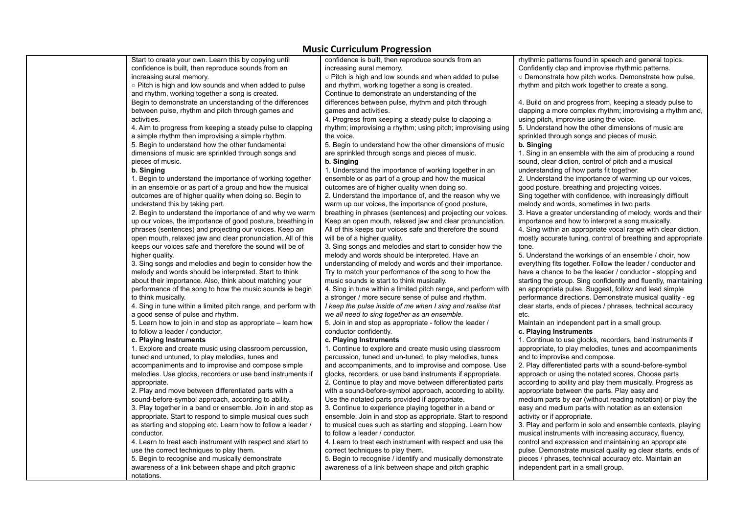## Music Curriculum Progression

| | | | |
|---|---|---|---|
| | Start to create your own. Learn this by copying until confidence is built, then reproduce sounds from an increasing aural memory.<br>○ Pitch is high and low sounds and when added to pulse and rhythm, working together a song is created.<br>Begin to demonstrate an understanding of the differences between pulse, rhythm and pitch through games and activities.<br>4. Aim to progress from keeping a steady pulse to clapping a simple rhythm then improvising a simple rhythm.<br>5. Begin to understand how the other fundamental dimensions of music are sprinkled through songs and pieces of music.<br>**b. Singing**<br>1. Begin to understand the importance of working together in an ensemble or as part of a group and how the musical outcomes are of higher quality when doing so. Begin to understand this by taking part.<br>2. Begin to understand the importance of and why we warm up our voices, the importance of good posture, breathing in phrases (sentences) and projecting our voices. Keep an open mouth, relaxed jaw and clear pronunciation. All of this keeps our voices safe and therefore the sound will be of higher quality.<br>3. Sing songs and melodies and begin to consider how the melody and words should be interpreted. Start to think about their importance. Also, think about matching your performance of the song to how the music sounds ie begin to think musically.<br>4. Sing in tune within a limited pitch range, and perform with a good sense of pulse and rhythm.<br>5. Learn how to join in and stop as appropriate – learn how to follow a leader / conductor.<br>**c. Playing Instruments**<br>1. Explore and create music using classroom percussion, tuned and untuned, to play melodies, tunes and accompaniments and to improvise and compose simple melodies. Use glocks, recorders or use band instruments if appropriate.<br>2. Play and move between differentiated parts with a sound-before-symbol approach, according to ability.<br>3. Play together in a band or ensemble. Join in and stop as appropriate. Start to respond to simple musical cues such as starting and stopping etc. Learn how to follow a leader / conductor.<br>4. Learn to treat each instrument with respect and start to use the correct techniques to play them.<br>5. Begin to recognise and musically demonstrate awareness of a link between shape and pitch graphic notations. | confidence is built, then reproduce sounds from an increasing aural memory.<br>○ Pitch is high and low sounds and when added to pulse and rhythm, working together a song is created.<br>Continue to demonstrate an understanding of the differences between pulse, rhythm and pitch through games and activities.<br>4. Progress from keeping a steady pulse to clapping a rhythm; improvising a rhythm; using pitch; improvising using the voice.<br>5. Begin to understand how the other dimensions of music are sprinkled through songs and pieces of music.<br>**b. Singing**<br>1. Understand the importance of working together in an ensemble or as part of a group and how the musical outcomes are of higher quality when doing so.<br>2. Understand the importance of, and the reason why we warm up our voices, the importance of good posture, breathing in phrases (sentences) and projecting our voices. Keep an open mouth, relaxed jaw and clear pronunciation. All of this keeps our voices safe and therefore the sound will be of a higher quality.<br>3. Sing songs and melodies and start to consider how the melody and words should be interpreted. Have an understanding of melody and words and their importance. Try to match your performance of the song to how the music sounds ie start to think musically.<br>4. Sing in tune within a limited pitch range, and perform with a stronger / more secure sense of pulse and rhythm.<br>*I keep the pulse inside of me when I sing and realise that we all need to sing together as an ensemble.*<br>5. Join in and stop as appropriate - follow the leader / conductor confidently.<br>**c. Playing Instruments**<br>1. Continue to explore and create music using classroom percussion, tuned and un-tuned, to play melodies, tunes and accompaniments, and to improvise and compose. Use glocks, recorders, or use band instruments if appropriate.<br>2. Continue to play and move between differentiated parts with a sound-before-symbol approach, according to ability. Use the notated parts provided if appropriate.<br>3. Continue to experience playing together in a band or ensemble. Join in and stop as appropriate. Start to respond to musical cues such as starting and stopping. Learn how to follow a leader / conductor.<br>4. Learn to treat each instrument with respect and use the correct techniques to play them.<br>5. Begin to recognise / identify and musically demonstrate awareness of a link between shape and pitch graphic | rhythmic patterns found in speech and general topics. Confidently clap and improvise rhythmic patterns.<br>○ Demonstrate how pitch works. Demonstrate how pulse, rhythm and pitch work together to create a song.<br><br>4. Build on and progress from, keeping a steady pulse to clapping a more complex rhythm; improvising a rhythm and, using pitch, improvise using the voice.<br>5. Understand how the other dimensions of music are sprinkled through songs and pieces of music.<br>**b. Singing**<br>1. Sing in an ensemble with the aim of producing a round sound, clear diction, control of pitch and a musical understanding of how parts fit together.<br>2. Understand the importance of warming up our voices, good posture, breathing and projecting voices.<br>Sing together with confidence, with increasingly difficult melody and words, sometimes in two parts.<br>3. Have a greater understanding of melody, words and their importance and how to interpret a song musically.<br>4. Sing within an appropriate vocal range with clear diction, mostly accurate tuning, control of breathing and appropriate tone.<br>5. Understand the workings of an ensemble / choir, how everything fits together. Follow the leader / conductor and have a chance to be the leader / conductor - stopping and starting the group. Sing confidently and fluently, maintaining an appropriate pulse. Suggest, follow and lead simple performance directions. Demonstrate musical quality - eg clear starts, ends of pieces / phrases, technical accuracy etc.<br>Maintain an independent part in a small group.<br>**c. Playing Instruments**<br>1. Continue to use glocks, recorders, band instruments if appropriate, to play melodies, tunes and accompaniments and to improvise and compose.<br>2. Play differentiated parts with a sound-before-symbol approach or using the notated scores. Choose parts according to ability and play them musically. Progress as appropriate between the parts. Play easy and medium parts by ear (without reading notation) or play the easy and medium parts with notation as an extension activity or if appropriate.<br>3. Play and perform in solo and ensemble contexts, playing musical instruments with increasing accuracy, fluency, control and expression and maintaining an appropriate pulse. Demonstrate musical quality eg clear starts, ends of pieces / phrases, technical accuracy etc. Maintain an independent part in a small group. |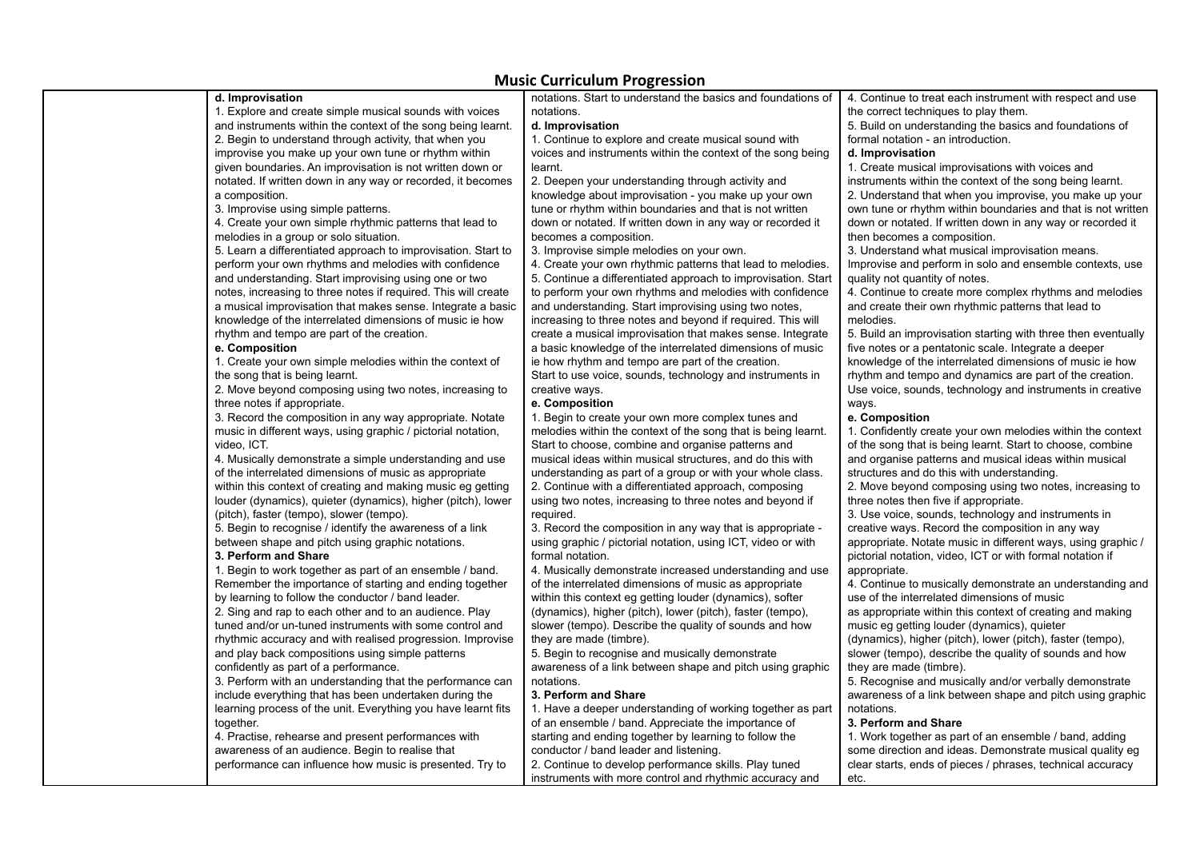# Music Curriculum Progression

| | | | |
|---|---|---|---|
| | **d. Improvisation**<br>1. Explore and create simple musical sounds with voices and instruments within the context of the song being learnt.<br>2. Begin to understand through activity, that when you improvise you make up your own tune or rhythm within given boundaries. An improvisation is not written down or notated. If written down in any way or recorded, it becomes a composition.<br>3. Improvise using simple patterns.<br>4. Create your own simple rhythmic patterns that lead to melodies in a group or solo situation.<br>5. Learn a differentiated approach to improvisation. Start to perform your own rhythms and melodies with confidence and understanding. Start improvising using one or two notes, increasing to three notes if required. This will create a musical improvisation that makes sense. Integrate a basic knowledge of the interrelated dimensions of music ie how rhythm and tempo are part of the creation.<br>**e. Composition**<br>1. Create your own simple melodies within the context of the song that is being learnt.<br>2. Move beyond composing using two notes, increasing to three notes if appropriate.<br>3. Record the composition in any way appropriate. Notate music in different ways, using graphic / pictorial notation, video, ICT.<br>4. Musically demonstrate a simple understanding and use of the interrelated dimensions of music as appropriate within this context of creating and making music eg getting louder (dynamics), quieter (dynamics), higher (pitch), lower (pitch), faster (tempo), slower (tempo).<br>5. Begin to recognise / identify the awareness of a link between shape and pitch using graphic notations.<br>**3. Perform and Share**<br>1. Begin to work together as part of an ensemble / band. Remember the importance of starting and ending together by learning to follow the conductor / band leader.<br>2. Sing and rap to each other and to an audience. Play tuned and/or un-tuned instruments with some control and rhythmic accuracy and with realised progression. Improvise and play back compositions using simple patterns confidently as part of a performance.<br>3. Perform with an understanding that the performance can include everything that has been undertaken during the learning process of the unit. Everything you have learnt fits together.<br>4. Practise, rehearse and present performances with awareness of an audience. Begin to realise that performance can influence how music is presented. Try to | notations. Start to understand the basics and foundations of notations.<br>**d. Improvisation**<br>1. Continue to explore and create musical sound with voices and instruments within the context of the song being learnt.<br>2. Deepen your understanding through activity and knowledge about improvisation - you make up your own tune or rhythm within boundaries and that is not written down or notated. If written down in any way or recorded it becomes a composition.<br>3. Improvise simple melodies on your own.<br>4. Create your own rhythmic patterns that lead to melodies.<br>5. Continue a differentiated approach to improvisation. Start to perform your own rhythms and melodies with confidence and understanding. Start improvising using two notes, increasing to three notes and beyond if required. This will create a musical improvisation that makes sense. Integrate a basic knowledge of the interrelated dimensions of music ie how rhythm and tempo are part of the creation.<br>Start to use voice, sounds, technology and instruments in creative ways.<br>**e. Composition**<br>1. Begin to create your own more complex tunes and melodies within the context of the song that is being learnt. Start to choose, combine and organise patterns and musical ideas within musical structures, and do this with understanding as part of a group or with your whole class.<br>2. Continue with a differentiated approach, composing using two notes, increasing to three notes and beyond if required.<br>3. Record the composition in any way that is appropriate - using graphic / pictorial notation, using ICT, video or with formal notation.<br>4. Musically demonstrate increased understanding and use of the interrelated dimensions of music as appropriate within this context eg getting louder (dynamics), softer (dynamics), higher (pitch), lower (pitch), faster (tempo), slower (tempo). Describe the quality of sounds and how they are made (timbre).<br>5. Begin to recognise and musically demonstrate awareness of a link between shape and pitch using graphic notations.<br>**3. Perform and Share**<br>1. Have a deeper understanding of working together as part of an ensemble / band. Appreciate the importance of starting and ending together by learning to follow the conductor / band leader and listening.<br>2. Continue to develop performance skills. Play tuned instruments with more control and rhythmic accuracy and | 4. Continue to treat each instrument with respect and use the correct techniques to play them.<br>5. Build on understanding the basics and foundations of formal notation - an introduction.<br>**d. Improvisation**<br>1. Create musical improvisations with voices and instruments within the context of the song being learnt.<br>2. Understand that when you improvise, you make up your own tune or rhythm within boundaries and that is not written down or notated. If written down in any way or recorded it then becomes a composition.<br>3. Understand what musical improvisation means. Improvise and perform in solo and ensemble contexts, use quality not quantity of notes.<br>4. Continue to create more complex rhythms and melodies and create their own rhythmic patterns that lead to melodies.<br>5. Build an improvisation starting with three then eventually five notes or a pentatonic scale. Integrate a deeper knowledge of the interrelated dimensions of music ie how rhythm and tempo and dynamics are part of the creation. Use voice, sounds, technology and instruments in creative ways.<br>**e. Composition**<br>1. Confidently create your own melodies within the context of the song that is being learnt. Start to choose, combine and organise patterns and musical ideas within musical structures and do this with understanding.<br>2. Move beyond composing using two notes, increasing to three notes then five if appropriate.<br>3. Use voice, sounds, technology and instruments in creative ways. Record the composition in any way appropriate. Notate music in different ways, using graphic / pictorial notation, video, ICT or with formal notation if appropriate.<br>4. Continue to musically demonstrate an understanding and use of the interrelated dimensions of music as appropriate within this context of creating and making music eg getting louder (dynamics), quieter (dynamics), higher (pitch), lower (pitch), faster (tempo), slower (tempo), describe the quality of sounds and how they are made (timbre).<br>5. Recognise and musically and/or verbally demonstrate awareness of a link between shape and pitch using graphic notations.<br>**3. Perform and Share**<br>1. Work together as part of an ensemble / band, adding some direction and ideas. Demonstrate musical quality eg clear starts, ends of pieces / phrases, technical accuracy etc. |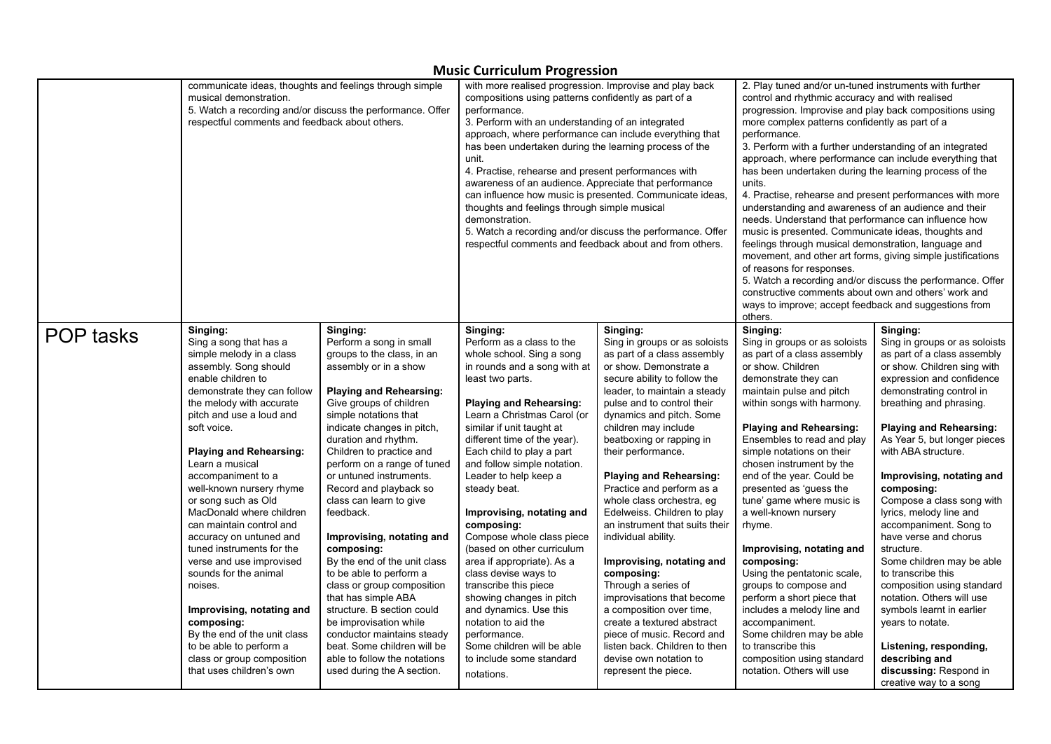# Music Curriculum Progression

| | | | | | | |
|---|---|---|---|---|---|---|
| | communicate ideas, thoughts and feelings through simple musical demonstration.<br>5. Watch a recording and/or discuss the performance. Offer respectful comments and feedback about others. | | with more realised progression. Improvise and play back compositions using patterns confidently as part of a performance.<br>3. Perform with an understanding of an integrated approach, where performance can include everything that has been undertaken during the learning process of the unit.<br>4. Practise, rehearse and present performances with awareness of an audience. Appreciate that performance can influence how music is presented. Communicate ideas, thoughts and feelings through simple musical demonstration.<br>5. Watch a recording and/or discuss the performance. Offer respectful comments and feedback about and from others. | | 2. Play tuned and/or un-tuned instruments with further control and rhythmic accuracy and with realised progression. Improvise and play back compositions using more complex patterns confidently as part of a performance.<br>3. Perform with a further understanding of an integrated approach, where performance can include everything that has been undertaken during the learning process of the units.<br>4. Practise, rehearse and present performances with more understanding and awareness of an audience and their needs. Understand that performance can influence how music is presented. Communicate ideas, thoughts and feelings through musical demonstration, language and movement, and other art forms, giving simple justifications of reasons for responses.<br>5. Watch a recording and/or discuss the performance. Offer constructive comments about own and others' work and ways to improve; accept feedback and suggestions from others. | |
| POP tasks | **Singing:**<br>Sing a song that has a simple melody in a class assembly. Song should enable children to demonstrate they can follow the melody with accurate pitch and use a loud and soft voice.<br><br>**Playing and Rehearsing:**<br>Learn a musical accompaniment to a well-known nursery rhyme or song such as Old MacDonald where children can maintain control and accuracy on untuned and tuned instruments for the verse and use improvised sounds for the animal noises.<br><br>**Improvising, notating and composing:**<br>By the end of the unit class to be able to perform a class or group composition that uses children's own | **Singing:**<br>Perform a song in small groups to the class, in an assembly or in a show<br><br>**Playing and Rehearsing:**<br>Give groups of children simple notations that indicate changes in pitch, duration and rhythm. Children to practice and perform on a range of tuned or untuned instruments. Record and playback so class can learn to give feedback.<br><br>**Improvising, notating and composing:**<br>By the end of the unit class to be able to perform a class or group composition that has simple ABA structure. B section could be improvisation while conductor maintains steady beat. Some children will be able to follow the notations used during the A section. | **Singing:**<br>Perform as a class to the whole school. Sing a song in rounds and a song with at least two parts.<br><br>**Playing and Rehearsing:**<br>Learn a Christmas Carol (or similar if unit taught at different time of the year). Each child to play a part and follow simple notation. Leader to help keep a steady beat.<br><br>**Improvising, notating and composing:**<br>Compose whole class piece (based on other curriculum area if appropriate). As a class devise ways to transcribe this piece showing changes in pitch and dynamics. Use this notation to aid the performance.<br>Some children will be able to include some standard notations. | **Singing:**<br>Sing in groups or as soloists as part of a class assembly or show. Demonstrate a secure ability to follow the leader, to maintain a steady pulse and to control their dynamics and pitch. Some children may include beatboxing or rapping in their performance.<br><br>**Playing and Rehearsing:**<br>Practice and perform as a whole class orchestra, eg Edelweiss. Children to play an instrument that suits their individual ability.<br><br>**Improvising, notating and composing:**<br>Through a series of improvisations that become a composition over time, create a textured abstract piece of music. Record and listen back. Children to then devise own notation to represent the piece. | **Singing:**<br>Sing in groups or as soloists as part of a class assembly or show. Children demonstrate they can maintain pulse and pitch within songs with harmony.<br><br>**Playing and Rehearsing:**<br>Ensembles to read and play simple notations on their chosen instrument by the end of the year. Could be presented as 'guess the tune' game where music is a well-known nursery rhyme.<br><br>**Improvising, notating and composing:**<br>Using the pentatonic scale, groups to compose and perform a short piece that includes a melody line and accompaniment.<br>Some children may be able to transcribe this composition using standard notation. Others will use | **Singing:**<br>Sing in groups or as soloists as part of a class assembly or show. Children sing with expression and confidence demonstrating control in breathing and phrasing.<br><br>**Playing and Rehearsing:**<br>As Year 5, but longer pieces with ABA structure.<br><br>**Improvising, notating and composing:**<br>Compose a class song with lyrics, melody line and accompaniment. Song to have verse and chorus structure.<br>Some children may be able to transcribe this composition using standard notation. Others will use symbols learnt in earlier years to notate.<br><br>**Listening, responding, describing and discussing:** Respond in creative way to a song |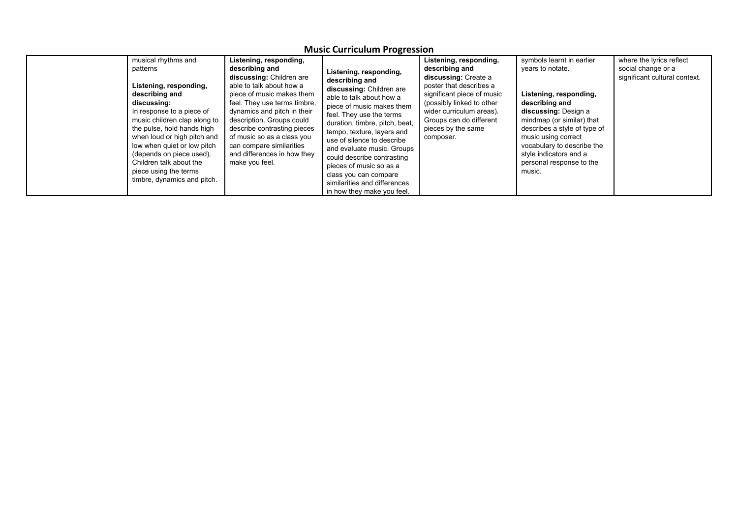# Music Curriculum Progression

| | | | | | | |
|---|---|---|---|---|---|---|
| | musical rhythms and patterns<br><br>**Listening, responding, describing and discussing:**<br>In response to a piece of music children clap along to the pulse, hold hands high when loud or high pitch and low when quiet or low pitch (depends on piece used). Children talk about the piece using the terms timbre, dynamics and pitch. | **Listening, responding, describing and discussing:** Children are able to talk about how a piece of music makes them feel. They use terms timbre, dynamics and pitch in their description. Groups could describe contrasting pieces of music so as a class you can compare similarities and differences in how they make you feel. | **Listening, responding, describing and discussing:** Children are able to talk about how a piece of music makes them feel. They use the terms duration, timbre, pitch, beat, tempo, texture, layers and use of silence to describe and evaluate music. Groups could describe contrasting pieces of music so as a class you can compare similarities and differences in how they make you feel. | **Listening, responding, describing and discussing:** Create a poster that describes a significant piece of music (possibly linked to other wider curriculum areas). Groups can do different pieces by the same composer. | symbols learnt in earlier years to notate.<br><br>**Listening, responding, describing and discussing:** Design a mindmap (or similar) that describes a style of type of music using correct vocabulary to describe the style indicators and a personal response to the music. | where the lyrics reflect social change or a significant cultural context. |